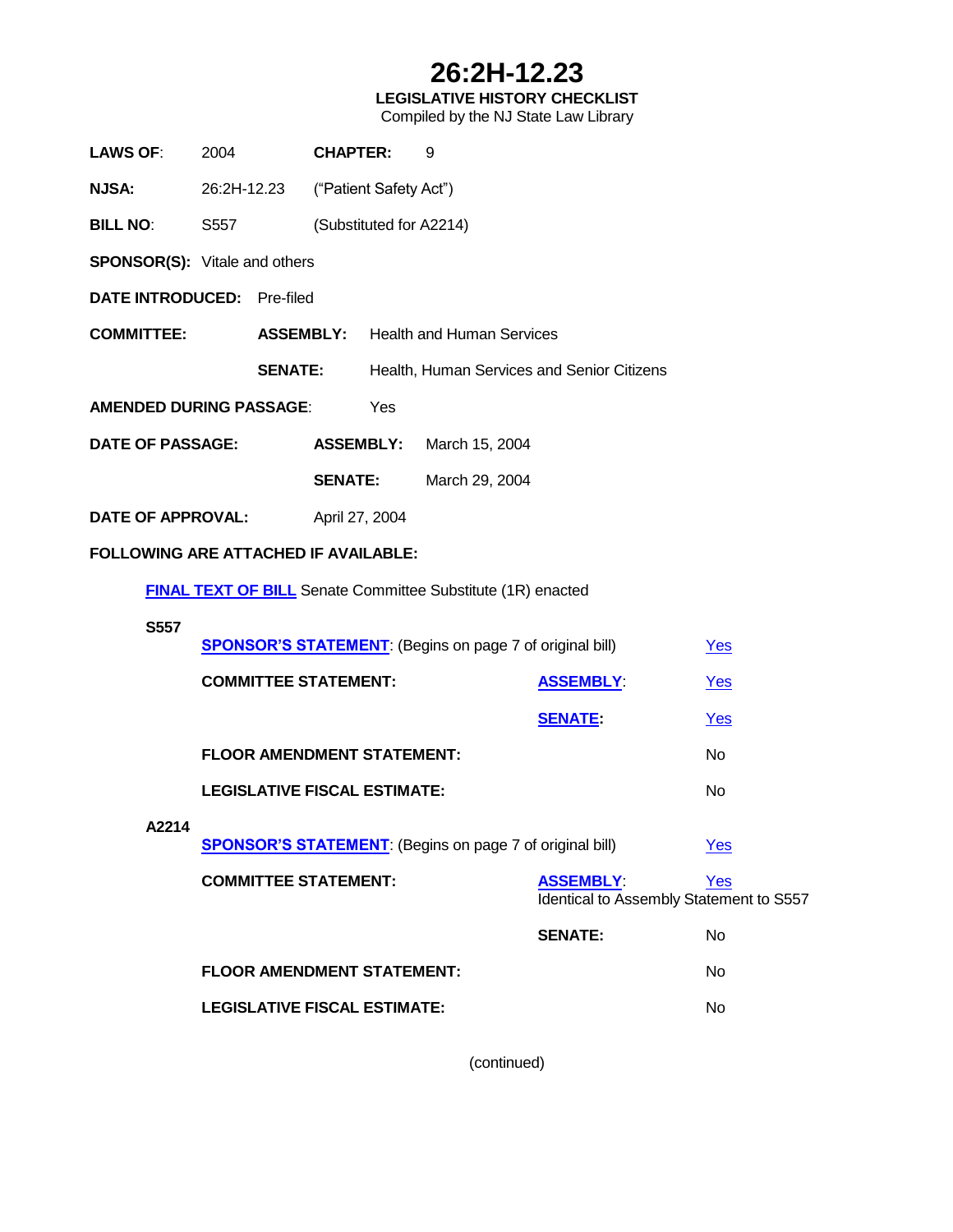# 26:2H-12.23

**LEGISLATIVE HISTORY CHECKLIST**

Compiled by the NJ State Law Library

**LAWS OF**: 2004 **CHAPTER:** 9

**NJSA:** 26:2H-12.23 ("Patient Safety Act")

**BILL NO**: S557 (Substituted for A2214)

**SPONSOR(S):** Vitale and others

**DATE INTRODUCED:** Pre-filed

**COMMITTEE:** **ASSEMBLY:** Health and Human Services

**SENATE:** Health, Human Services and Senior Citizens

**AMENDED DURING PASSAGE**: Yes

**DATE OF PASSAGE:** **ASSEMBLY:** March 15, 2004

**SENATE:** March 29, 2004

**DATE OF APPROVAL:** April 27, 2004

**FOLLOWING ARE ATTACHED IF AVAILABLE:**

**FINAL TEXT OF BILL** Senate Committee Substitute (1R) enacted

**S557**

| | | |
|---|---|---|
| **SPONSOR'S STATEMENT**: (Begins on page 7 of original bill) | | Yes |
| **COMMITTEE STATEMENT:** | **ASSEMBLY**: | Yes |
| | **SENATE:** | Yes |
| **FLOOR AMENDMENT STATEMENT:** | | No |
| **LEGISLATIVE FISCAL ESTIMATE:** | | No |

**A2214**

| | | |
|---|---|---|
| **SPONSOR'S STATEMENT**: (Begins on page 7 of original bill) | | Yes |
| **COMMITTEE STATEMENT:** | **ASSEMBLY**: | Yes<br>Identical to Assembly Statement to S557 |
| | **SENATE:** | No |
| **FLOOR AMENDMENT STATEMENT:** | | No |
| **LEGISLATIVE FISCAL ESTIMATE:** | | No |

(continued)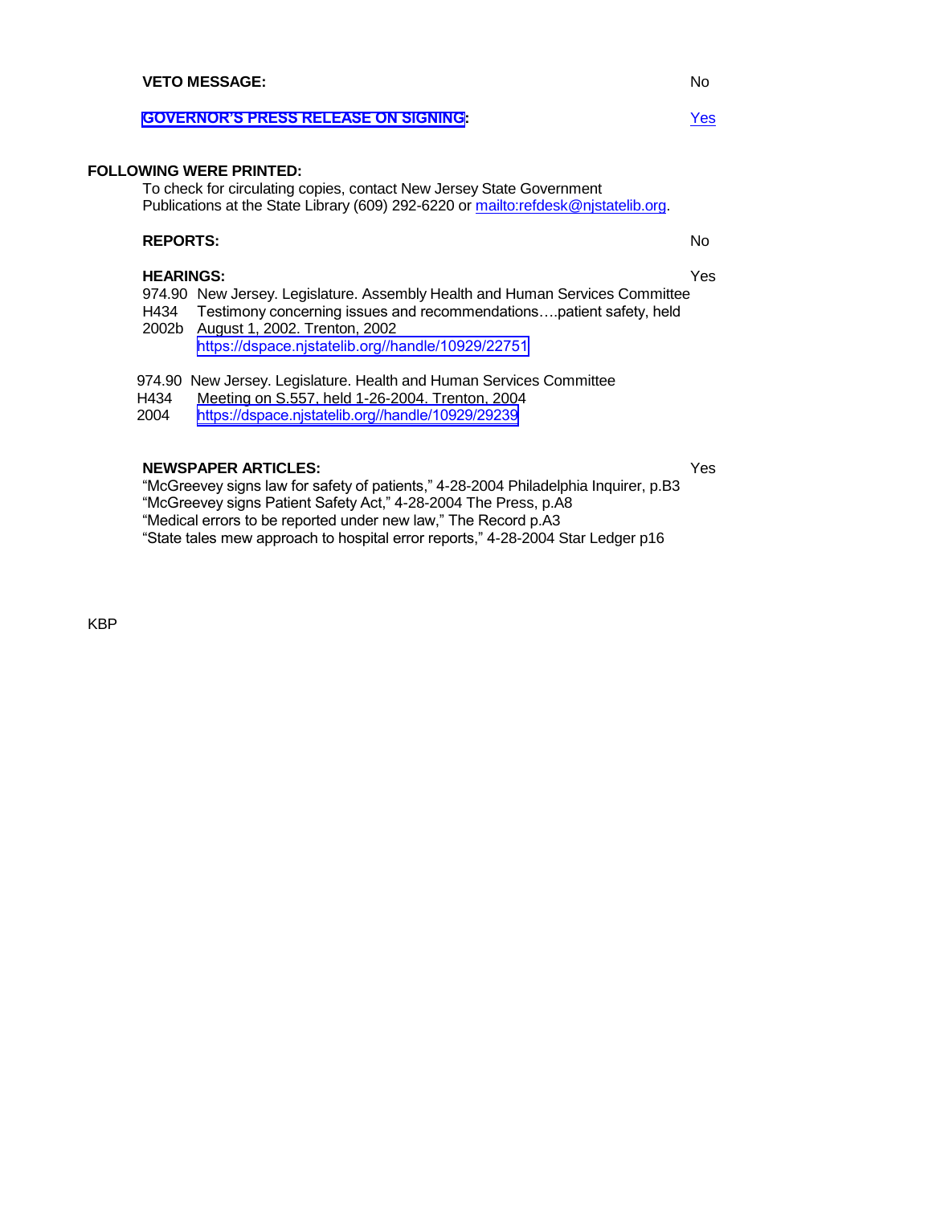**VETO MESSAGE:** No

**GOVERNOR'S PRESS RELEASE ON SIGNING:** Yes

**FOLLOWING WERE PRINTED:**

To check for circulating copies, contact New Jersey State Government Publications at the State Library (609) 292-6220 or mailto:refdesk@njstatelib.org.

**REPORTS:** No

**HEARINGS:** Yes

974.90 New Jersey. Legislature. Assembly Health and Human Services Committee
H434 Testimony concerning issues and recommendations….patient safety, held
2002b August 1, 2002. Trenton, 2002
https://dspace.njstatelib.org//handle/10929/22751

974.90 New Jersey. Legislature. Health and Human Services Committee
H434 Meeting on S.557, held 1-26-2004. Trenton, 2004
2004 https://dspace.njstatelib.org//handle/10929/29239

**NEWSPAPER ARTICLES:** Yes

"McGreevey signs law for safety of patients," 4-28-2004 Philadelphia Inquirer, p.B3
"McGreevey signs Patient Safety Act," 4-28-2004 The Press, p.A8
"Medical errors to be reported under new law," The Record p.A3
"State tales mew approach to hospital error reports," 4-28-2004 Star Ledger p16

KBP